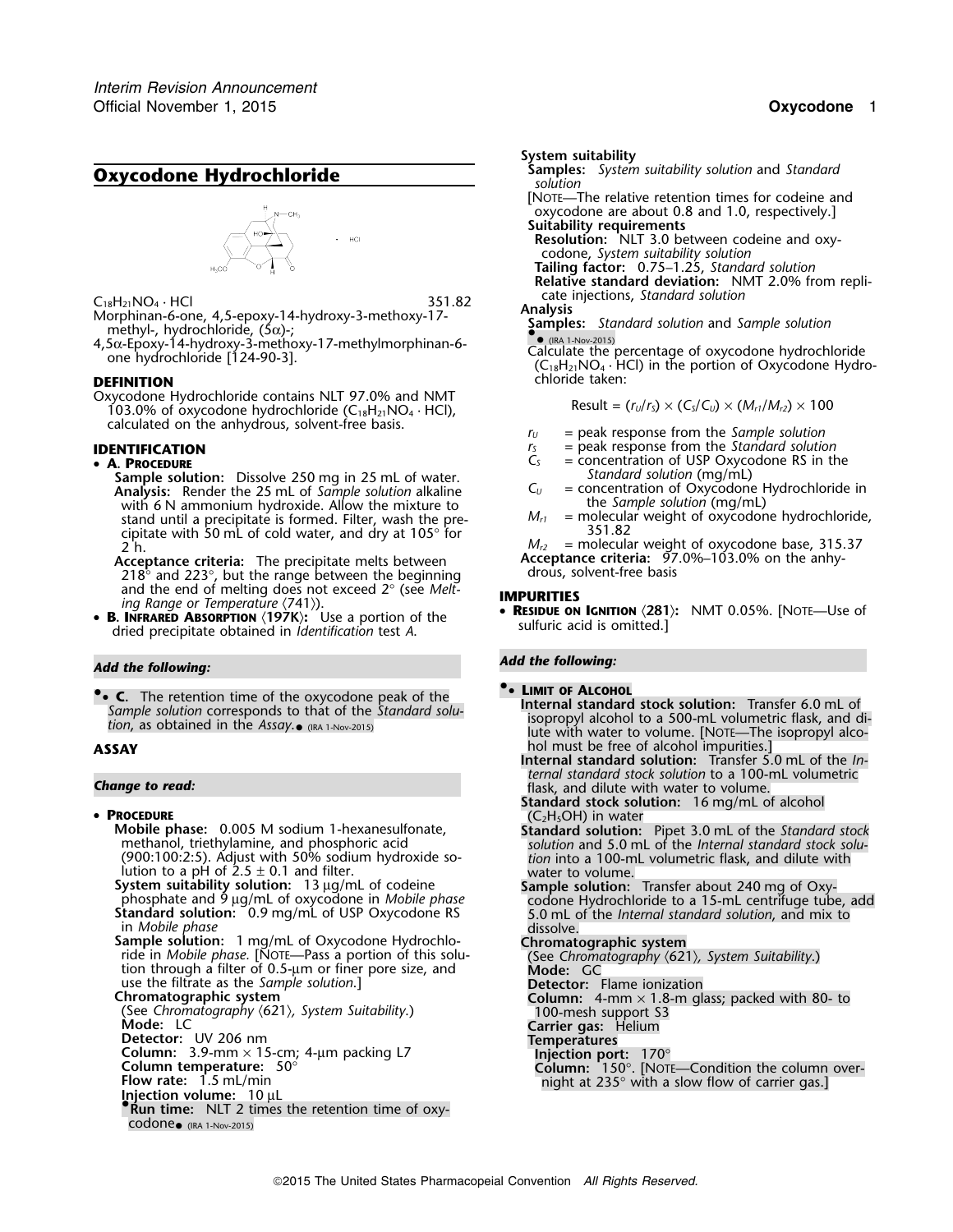# Oxycodone Hydrochloride

$C_{18}H_{21}NO_4 \cdot HCl$ 351.82

Morphinan-6-one, 4,5-epoxy-14-hydroxy-3-methoxy-17-methyl-, hydrochloride, (5α)-;

4,5α-Epoxy-14-hydroxy-3-methoxy-17-methylmorphinan-6-one hydrochloride [124-90-3].

## DEFINITION

Oxycodone Hydrochloride contains NLT 97.0% and NMT 103.0% of oxycodone hydrochloride ($C_{18}H_{21}NO_4 \cdot HCl$), calculated on the anhydrous, solvent-free basis.

## IDENTIFICATION

- **A. Procedure**

  **Sample solution:** Dissolve 250 mg in 25 mL of water.

  **Analysis:** Render the 25 mL of *Sample solution* alkaline with 6 N ammonium hydroxide. Allow the mixture to stand until a precipitate is formed. Filter, wash the precipitate with 50 mL of cold water, and dry at 105° for 2 h.

  **Acceptance criteria:** The precipitate melts between 218° and 223°, but the range between the beginning and the end of melting does not exceed 2° (see *Melting Range or Temperature* ⟨741⟩).

- **B. Infrared Absorption ⟨197K⟩:** Use a portion of the dried precipitate obtained in *Identification* test *A*.

***Add the following:***

- **C.** The retention time of the oxycodone peak of the *Sample solution* corresponds to that of the *Standard solution*, as obtained in the *Assay*. (IRA 1-Nov-2015)

## ASSAY

***Change to read:***

- **Procedure**

  **Mobile phase:** 0.005 M sodium 1-hexanesulfonate, methanol, triethylamine, and phosphoric acid (900:100:2:5). Adjust with 50% sodium hydroxide solution to a pH of 2.5 ± 0.1 and filter.

  **System suitability solution:** 13 µg/mL of codeine phosphate and 9 µg/mL of oxycodone in *Mobile phase*

  **Standard solution:** 0.9 mg/mL of USP Oxycodone RS in *Mobile phase*

  **Sample solution:** 1 mg/mL of Oxycodone Hydrochloride in *Mobile phase.* [Note—Pass a portion of this solution through a filter of 0.5-µm or finer pore size, and use the filtrate as the *Sample solution*.]

  **Chromatographic system**

  (See *Chromatography* ⟨621⟩, *System Suitability*.)

  **Mode:** LC

  **Detector:** UV 206 nm

  **Column:** 3.9-mm × 15-cm; 4-µm packing L7

  **Column temperature:** 50°

  **Flow rate:** 1.5 mL/min

  **Injection volume:** 10 µL

  **Run time:** NLT 2 times the retention time of oxycodone (IRA 1-Nov-2015)

  **System suitability**

  **Samples:** *System suitability solution* and *Standard solution*

  [Note—The relative retention times for codeine and oxycodone are about 0.8 and 1.0, respectively.]

  **Suitability requirements**

  **Resolution:** NLT 3.0 between codeine and oxycodone, *System suitability solution*

  **Tailing factor:** 0.75–1.25, *Standard solution*

  **Relative standard deviation:** NMT 2.0% from replicate injections, *Standard solution*

  **Analysis**

  **Samples:** *Standard solution* and *Sample solution* (IRA 1-Nov-2015)

  Calculate the percentage of oxycodone hydrochloride ($C_{18}H_{21}NO_4 \cdot HCl$) in the portion of Oxycodone Hydrochloride taken:

$$\text{Result} = (r_U/r_S) \times (C_S/C_U) \times (M_{r1}/M_{r2}) \times 100$$

  $r_U$ = peak response from the *Sample solution*

  $r_S$ = peak response from the *Standard solution*

  $C_S$ = concentration of USP Oxycodone RS in the *Standard solution* (mg/mL)

  $C_U$ = concentration of Oxycodone Hydrochloride in the *Sample solution* (mg/mL)

  $M_{r1}$ = molecular weight of oxycodone hydrochloride, 351.82

  $M_{r2}$ = molecular weight of oxycodone base, 315.37

  **Acceptance criteria:** 97.0%–103.0% on the anhydrous, solvent-free basis

## IMPURITIES

- **Residue on Ignition ⟨281⟩:** NMT 0.05%. [Note—Use of sulfuric acid is omitted.]

***Add the following:***

- **Limit of Alcohol**

  **Internal standard stock solution:** Transfer 6.0 mL of isopropyl alcohol to a 500-mL volumetric flask, and dilute with water to volume. [Note—The isopropyl alcohol must be free of alcohol impurities.]

  **Internal standard solution:** Transfer 5.0 mL of the *Internal standard stock solution* to a 100-mL volumetric flask, and dilute with water to volume.

  **Standard stock solution:** 16 mg/mL of alcohol ($C_2H_5OH$) in water

  **Standard solution:** Pipet 3.0 mL of the *Standard stock solution* and 5.0 mL of the *Internal standard stock solution* into a 100-mL volumetric flask, and dilute with water to volume.

  **Sample solution:** Transfer about 240 mg of Oxycodone Hydrochloride to a 15-mL centrifuge tube, add 5.0 mL of the *Internal standard solution*, and mix to dissolve.

  **Chromatographic system**

  (See *Chromatography* ⟨621⟩, *System Suitability*.)

  **Mode:** GC

  **Detector:** Flame ionization

  **Column:** 4-mm × 1.8-m glass; packed with 80- to 100-mesh support S3

  **Carrier gas:** Helium

  **Temperatures**

  **Injection port:** 170°

  **Column:** 150°. [Note—Condition the column overnight at 235° with a slow flow of carrier gas.]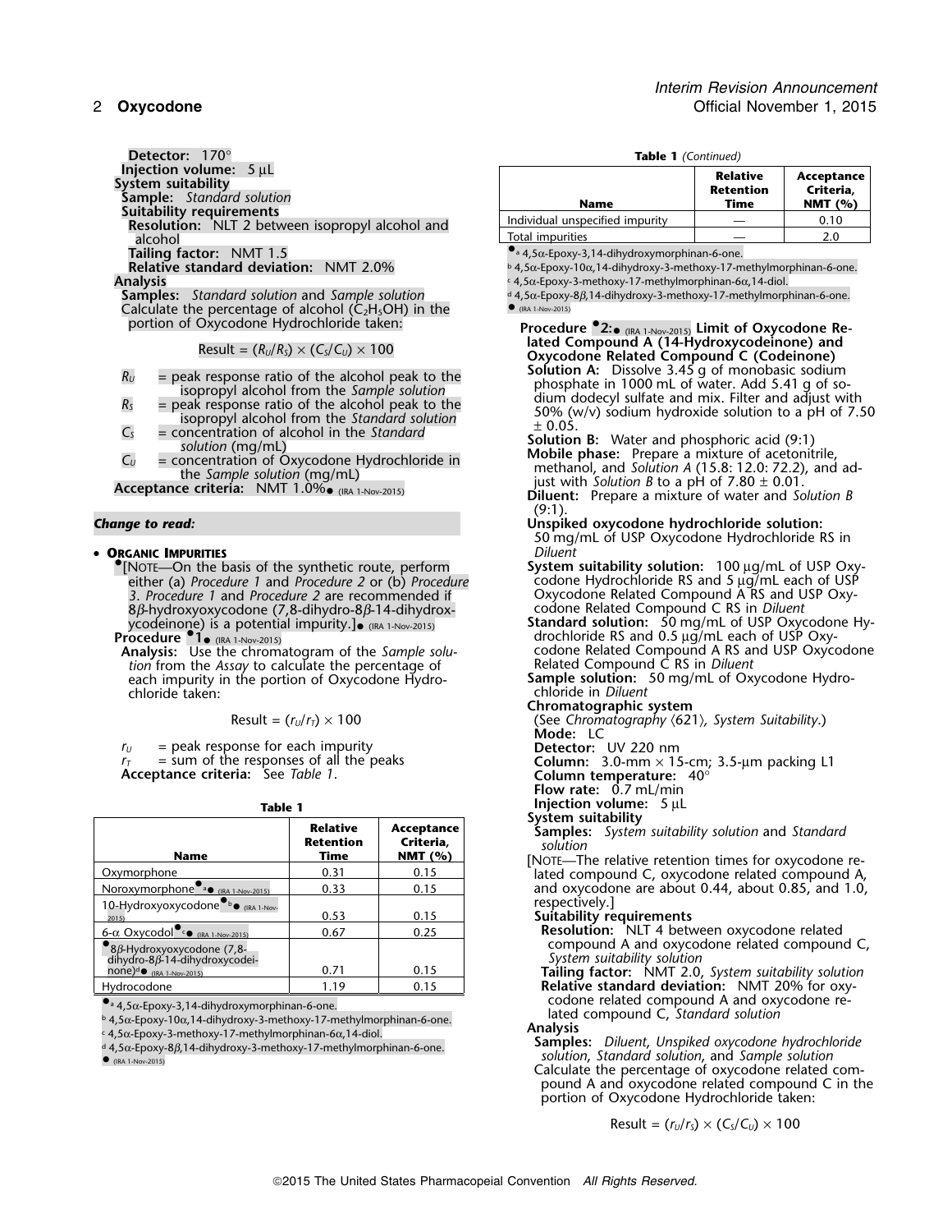**Detector:** 170°
**Injection volume:** 5 µL
**System suitability**
**Sample:** *Standard solution*
**Suitability requirements**
**Resolution:** NLT 2 between isopropyl alcohol and alcohol
**Tailing factor:** NMT 1.5
**Relative standard deviation:** NMT 2.0%
**Analysis**
**Samples:** *Standard solution* and *Sample solution*
Calculate the percentage of alcohol ($C_2H_5OH$) in the portion of Oxycodone Hydrochloride taken:

$$\text{Result} = (R_U/R_S) \times (C_S/C_U) \times 100$$

$R_U$ = peak response ratio of the alcohol peak to the isopropyl alcohol from the *Sample solution*
$R_S$ = peak response ratio of the alcohol peak to the isopropyl alcohol from the *Standard solution*
$C_S$ = concentration of alcohol in the *Standard solution* (mg/mL)
$C_U$ = concentration of Oxycodone Hydrochloride in the *Sample solution* (mg/mL)

**Acceptance criteria:** NMT 1.0%● (IRA 1-Nov-2015)

***Change to read:***

• **ORGANIC IMPURITIES**

●[NOTE—On the basis of the synthetic route, perform either (a) *Procedure 1* and *Procedure 2* or (b) *Procedure 3*. *Procedure 1* and *Procedure 2* are recommended if 8β-hydroxyoxycodone (7,8-dihydro-8β-14-dihydroxycodeinone) is a potential impurity.]● (IRA 1-Nov-2015)

**Procedure ●1● (IRA 1-Nov-2015)**

**Analysis:** Use the chromatogram of the *Sample solution* from the *Assay* to calculate the percentage of each impurity in the portion of Oxycodone Hydrochloride taken:

$$\text{Result} = (r_U/r_T) \times 100$$

$r_U$ = peak response for each impurity
$r_T$ = sum of the responses of all the peaks

**Acceptance criteria:** See *Table 1*.

**Table 1**

| Name | Relative Retention Time | Acceptance Criteria, NMT (%) |
|---|---|---|
| Oxymorphone | 0.31 | 0.15 |
| Noroxymorphone●[a]● (IRA 1-Nov-2015) | 0.33 | 0.15 |
| 10-Hydroxyoxycodone●[b]● (IRA 1-Nov-2015) | 0.53 | 0.15 |
| 6-α Oxycodol●[c]● (IRA 1-Nov-2015) | 0.67 | 0.25 |
| ●8β-Hydroxyoxycodone (7,8-dihydro-8β-14-dihydroxycodeinone)[d]● (IRA 1-Nov-2015) | 0.71 | 0.15 |
| Hydrocodone | 1.19 | 0.15 |
| Individual unspecified impurity | — | 0.10 |
| Total impurities | — | 2.0 |

●[a] 4,5α-Epoxy-3,14-dihydroxymorphinan-6-one.
[b] 4,5α-Epoxy-10α,14-dihydroxy-3-methoxy-17-methylmorphinan-6-one.
[c] 4,5α-Epoxy-3-methoxy-17-methylmorphinan-6α,14-diol.
[d] 4,5α-Epoxy-8β,14-dihydroxy-3-methoxy-17-methylmorphinan-6-one.
● (IRA 1-Nov-2015)

**Procedure ●2:● (IRA 1-Nov-2015) Limit of Oxycodone Related Compound A (14-Hydroxycodeinone) and Oxycodone Related Compound C (Codeinone)**

**Solution A:** Dissolve 3.45 g of monobasic sodium phosphate in 1000 mL of water. Add 5.41 g of sodium dodecyl sulfate and mix. Filter and adjust with 50% (w/v) sodium hydroxide solution to a pH of 7.50 ± 0.05.
**Solution B:** Water and phosphoric acid (9:1)
**Mobile phase:** Prepare a mixture of acetonitrile, methanol, and *Solution A* (15.8: 12.0: 72.2), and adjust with *Solution B* to a pH of 7.80 ± 0.01.
**Diluent:** Prepare a mixture of water and *Solution B* (9:1).
**Unspiked oxycodone hydrochloride solution:** 50 mg/mL of USP Oxycodone Hydrochloride RS in *Diluent*
**System suitability solution:** 100 µg/mL of USP Oxycodone Hydrochloride RS and 5 µg/mL each of USP Oxycodone Related Compound A RS and USP Oxycodone Related Compound C RS in *Diluent*
**Standard solution:** 50 mg/mL of USP Oxycodone Hydrochloride RS and 0.5 µg/mL each of USP Oxycodone Related Compound A RS and USP Oxycodone Related Compound C RS in *Diluent*
**Sample solution:** 50 mg/mL of Oxycodone Hydrochloride in *Diluent*
**Chromatographic system**
(See *Chromatography* ⟨621⟩, *System Suitability*.)
**Mode:** LC
**Detector:** UV 220 nm
**Column:** 3.0-mm × 15-cm; 3.5-µm packing L1
**Column temperature:** 40°
**Flow rate:** 0.7 mL/min
**Injection volume:** 5 µL
**System suitability**
**Samples:** *System suitability solution* and *Standard solution*
[NOTE—The relative retention times for oxycodone related compound C, oxycodone related compound A, and oxycodone are about 0.44, about 0.85, and 1.0, respectively.]
**Suitability requirements**
**Resolution:** NLT 4 between oxycodone related compound A and oxycodone related compound C, *System suitability solution*
**Tailing factor:** NMT 2.0, *System suitability solution*
**Relative standard deviation:** NMT 20% for oxycodone related compound A and oxycodone related compound C, *Standard solution*
**Analysis**
**Samples:** *Diluent*, *Unspiked oxycodone hydrochloride solution*, *Standard solution*, and *Sample solution*
Calculate the percentage of oxycodone related compound A and oxycodone related compound C in the portion of Oxycodone Hydrochloride taken:

$$\text{Result} = (r_U/r_S) \times (C_S/C_U) \times 100$$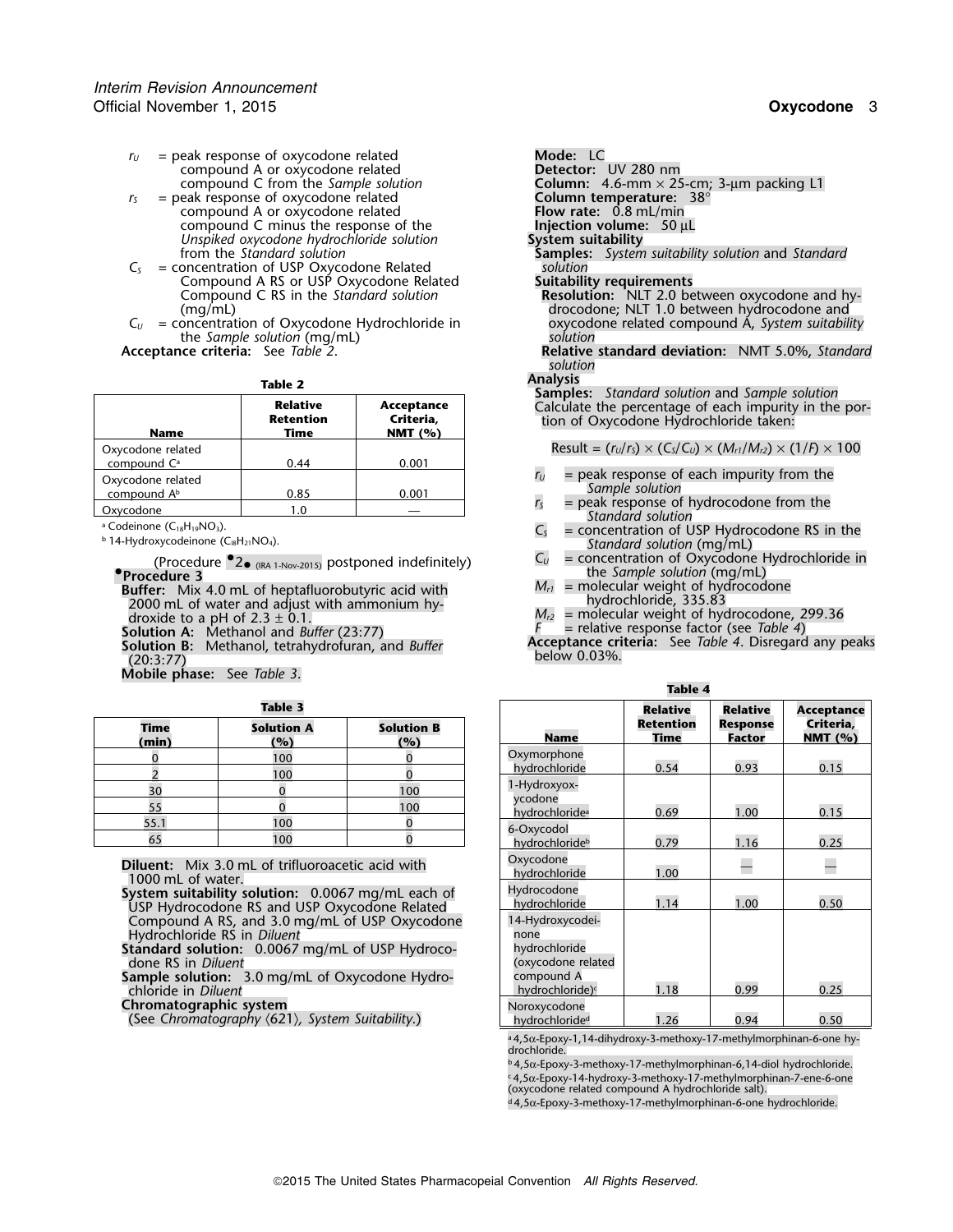$r_U$ = peak response of oxycodone related compound A or oxycodone related compound C from the *Sample solution*

$r_S$ = peak response of oxycodone related compound A or oxycodone related compound C minus the response of the *Unspiked oxycodone hydrochloride solution* from the *Standard solution*

$C_S$ = concentration of USP Oxycodone Related Compound A RS or USP Oxycodone Related Compound C RS in the *Standard solution* (mg/mL)

$C_U$ = concentration of Oxycodone Hydrochloride in the *Sample solution* (mg/mL)

**Acceptance criteria:** See *Table 2*.

**Table 2**

| Name | Relative Retention Time | Acceptance Criteria, NMT (%) |
|---|---|---|
| Oxycodone related compound C[a] | 0.44 | 0.001 |
| Oxycodone related compound A[b] | 0.85 | 0.001 |
| Oxycodone | 1.0 | — |

[a] Codeinone ($C_{18}H_{19}NO_3$).

[b] 14-Hydroxycodeinone ($C_{18}H_{21}NO_4$).

(Procedure •2• (IRA 1-Nov-2015) postponed indefinitely)

**•Procedure 3**

**Buffer:** Mix 4.0 mL of heptafluorobutyric acid with 2000 mL of water and adjust with ammonium hydroxide to a pH of 2.3 ± 0.1.

**Solution A:** Methanol and *Buffer* (23:77)

**Solution B:** Methanol, tetrahydrofuran, and *Buffer* (20:3:77)

**Mobile phase:** See *Table 3*.

**Table 3**

| Time (min) | Solution A (%) | Solution B (%) |
|---|---|---|
| 0 | 100 | 0 |
| 2 | 100 | 0 |
| 30 | 0 | 100 |
| 55 | 0 | 100 |
| 55.1 | 100 | 0 |
| 65 | 100 | 0 |

**Diluent:** Mix 3.0 mL of trifluoroacetic acid with 1000 mL of water.

**System suitability solution:** 0.0067 mg/mL each of USP Hydrocodone RS and USP Oxycodone Related Compound A RS, and 3.0 mg/mL of USP Oxycodone Hydrochloride RS in *Diluent*

**Standard solution:** 0.0067 mg/mL of USP Hydrocodone RS in *Diluent*

**Sample solution:** 3.0 mg/mL of Oxycodone Hydrochloride in *Diluent*

**Chromatographic system**

(See *Chromatography* ⟨621⟩, *System Suitability*.)

**Mode:** LC

**Detector:** UV 280 nm

**Column:** 4.6-mm × 25-cm; 3-µm packing L1

**Column temperature:** 38°

**Flow rate:** 0.8 mL/min

**Injection volume:** 50 µL

**System suitability**

**Samples:** *System suitability solution* and *Standard solution*

**Suitability requirements**

**Resolution:** NLT 2.0 between oxycodone and hydrocodone; NLT 1.0 between hydrocodone and oxycodone related compound A, *System suitability solution*

**Relative standard deviation:** NMT 5.0%, *Standard solution*

**Analysis**

**Samples:** *Standard solution* and *Sample solution*

Calculate the percentage of each impurity in the portion of Oxycodone Hydrochloride taken:

$$\text{Result} = (r_U/r_S) \times (C_S/C_U) \times (M_{r1}/M_{r2}) \times (1/F) \times 100$$

$r_U$ = peak response of each impurity from the *Sample solution*

$r_S$ = peak response of hydrocodone from the *Standard solution*

$C_S$ = concentration of USP Hydrocodone RS in the *Standard solution* (mg/mL)

$C_U$ = concentration of Oxycodone Hydrochloride in the *Sample solution* (mg/mL)

$M_{r1}$ = molecular weight of hydrocodone hydrochloride, 335.83

$M_{r2}$ = molecular weight of hydrocodone, 299.36

$F$ = relative response factor (see *Table 4*)

**Acceptance criteria:** See *Table 4*. Disregard any peaks below 0.03%.

**Table 4**

| Name | Relative Retention Time | Relative Response Factor | Acceptance Criteria, NMT (%) |
|---|---|---|---|
| Oxymorphone hydrochloride | 0.54 | 0.93 | 0.15 |
| 1-Hydroxyoxycodone hydrochloride[a] | 0.69 | 1.00 | 0.15 |
| 6-Oxycodol hydrochloride[b] | 0.79 | 1.16 | 0.25 |
| Oxycodone hydrochloride | 1.00 | — | — |
| Hydrocodone hydrochloride | 1.14 | 1.00 | 0.50 |
| 14-Hydroxycodeinone hydrochloride (oxycodone related compound A hydrochloride)[c] | 1.18 | 0.99 | 0.25 |
| Noroxycodone hydrochloride[d] | 1.26 | 0.94 | 0.50 |

[a] 4,5α-Epoxy-1,14-dihydroxy-3-methoxy-17-methylmorphinan-6-one hydrochloride.

[b] 4,5α-Epoxy-3-methoxy-17-methylmorphinan-6,14-diol hydrochloride.

[c] 4,5α-Epoxy-14-hydroxy-3-methoxy-17-methylmorphinan-7-ene-6-one (oxycodone related compound A hydrochloride salt).

[d] 4,5α-Epoxy-3-methoxy-17-methylmorphinan-6-one hydrochloride.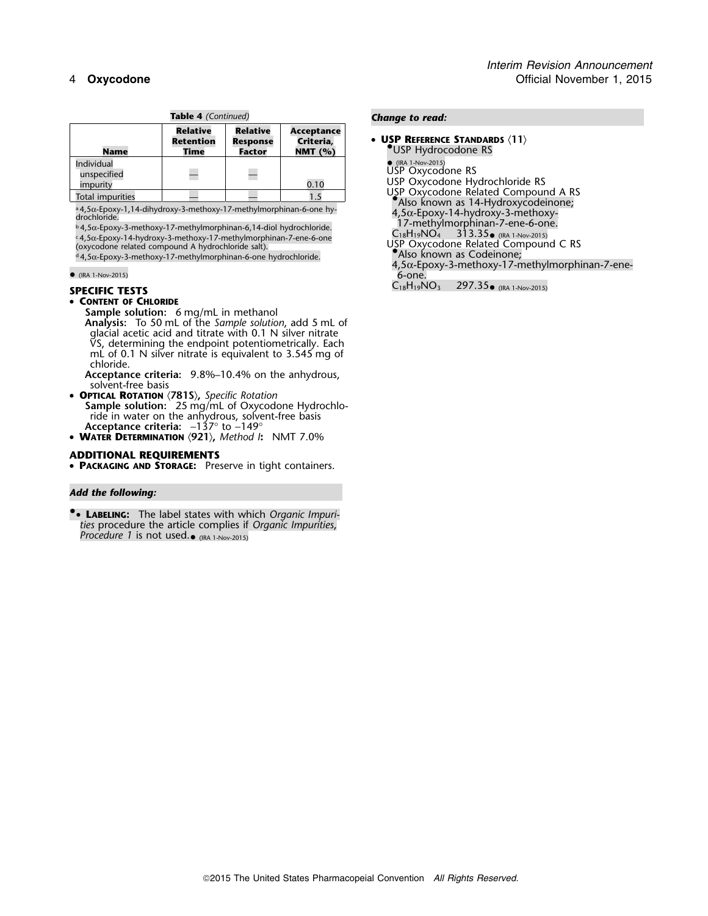**Table 4** *(Continued)*

| Name | Relative Retention Time | Relative Response Factor | Acceptance Criteria, NMT (%) |
|---|---|---|---|
| Individual unspecified impurity | — | — | 0.10 |
| Total impurities | — | — | 1.5 |

[a] 4,5α-Epoxy-1,14-dihydroxy-3-methoxy-17-methylmorphinan-6-one hydrochloride.

[b] 4,5α-Epoxy-3-methoxy-17-methylmorphinan-6,14-diol hydrochloride.

[c] 4,5α-Epoxy-14-hydroxy-3-methoxy-17-methylmorphinan-7-ene-6-one (oxycodone related compound A hydrochloride salt).

[d] 4,5α-Epoxy-3-methoxy-17-methylmorphinan-6-one hydrochloride.

● (IRA 1-Nov-2015)

## SPECIFIC TESTS

- **CONTENT OF CHLORIDE**

  **Sample solution:** 6 mg/mL in methanol

  **Analysis:** To 50 mL of the *Sample solution*, add 5 mL of glacial acetic acid and titrate with 0.1 N silver nitrate VS, determining the endpoint potentiometrically. Each mL of 0.1 N silver nitrate is equivalent to 3.545 mg of chloride.

  **Acceptance criteria:** 9.8%–10.4% on the anhydrous, solvent-free basis

- **OPTICAL ROTATION ⟨781S⟩,** *Specific Rotation*

  **Sample solution:** 25 mg/mL of Oxycodone Hydrochloride in water on the anhydrous, solvent-free basis

  **Acceptance criteria:** −137° to −149°

- **WATER DETERMINATION ⟨921⟩,** *Method I***:** NMT 7.0%

## ADDITIONAL REQUIREMENTS

- **PACKAGING AND STORAGE:** Preserve in tight containers.

***Add the following:***

●• **LABELING:** The label states with which *Organic Impurities* procedure the article complies if *Organic Impurities, Procedure 1* is not used.● (IRA 1-Nov-2015)

***Change to read:***

- **USP REFERENCE STANDARDS ⟨11⟩**

  ●USP Hydrocodone RS

  ● (IRA 1-Nov-2015)

  USP Oxycodone RS

  USP Oxycodone Hydrochloride RS

  USP Oxycodone Related Compound A RS

  ●Also known as 14-Hydroxycodeinone;

  4,5α-Epoxy-14-hydroxy-3-methoxy-17-methylmorphinan-7-ene-6-one.

  $C_{18}H_{19}NO_4$ 313.35● (IRA 1-Nov-2015)

  USP Oxycodone Related Compound C RS

  ●Also known as Codeinone;

  4,5α-Epoxy-3-methoxy-17-methylmorphinan-7-ene-6-one.

  $C_{18}H_{19}NO_3$ 297.35● (IRA 1-Nov-2015)